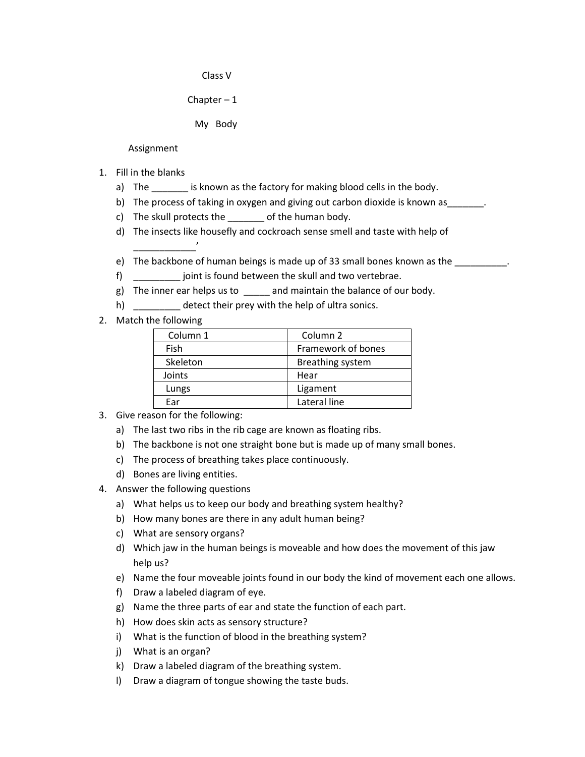Class V

Chapter – 1

My Body

Assignment

1. Fill in the blanks
   a) The _______ is known as the factory for making blood cells in the body.
   b) The process of taking in oxygen and giving out carbon dioxide is known as_______.
   c) The skull protects the _______ of the human body.
   d) The insects like housefly and cockroach sense smell and taste with help of ____________'
   e) The backbone of human beings is made up of 33 small bones known as the __________.
   f) _________ joint is found between the skull and two vertebrae.
   g) The inner ear helps us to _____ and maintain the balance of our body.
   h) _________ detect their prey with the help of ultra sonics.
2. Match the following

| Column 1 | Column 2 |
|---|---|
| Fish | Framework of bones |
| Skeleton | Breathing system |
| Joints | Hear |
| Lungs | Ligament |
| Ear | Lateral line |

3. Give reason for the following:
   a) The last two ribs in the rib cage are known as floating ribs.
   b) The backbone is not one straight bone but is made up of many small bones.
   c) The process of breathing takes place continuously.
   d) Bones are living entities.
4. Answer the following questions
   a) What helps us to keep our body and breathing system healthy?
   b) How many bones are there in any adult human being?
   c) What are sensory organs?
   d) Which jaw in the human beings is moveable and how does the movement of this jaw help us?
   e) Name the four moveable joints found in our body the kind of movement each one allows.
   f) Draw a labeled diagram of eye.
   g) Name the three parts of ear and state the function of each part.
   h) How does skin acts as sensory structure?
   i) What is the function of blood in the breathing system?
   j) What is an organ?
   k) Draw a labeled diagram of the breathing system.
   l) Draw a diagram of tongue showing the taste buds.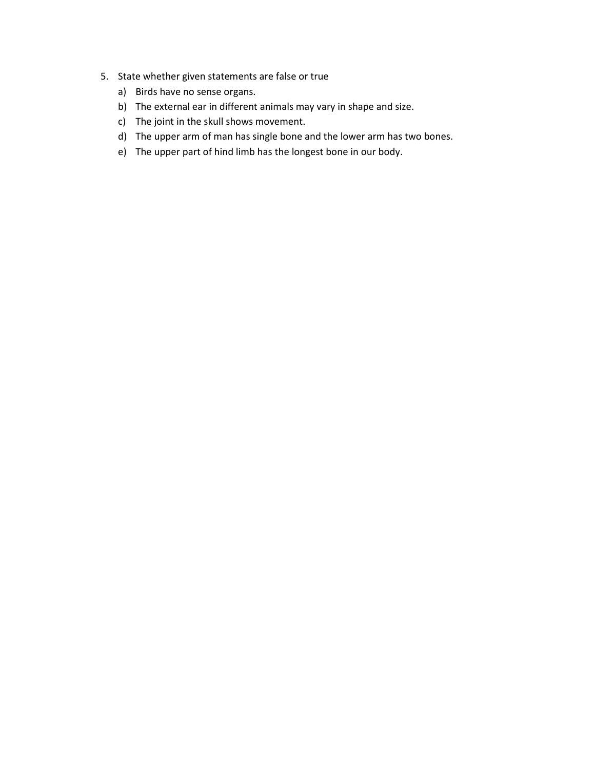5. State whether given statements are false or true
   a) Birds have no sense organs.
   b) The external ear in different animals may vary in shape and size.
   c) The joint in the skull shows movement.
   d) The upper arm of man has single bone and the lower arm has two bones.
   e) The upper part of hind limb has the longest bone in our body.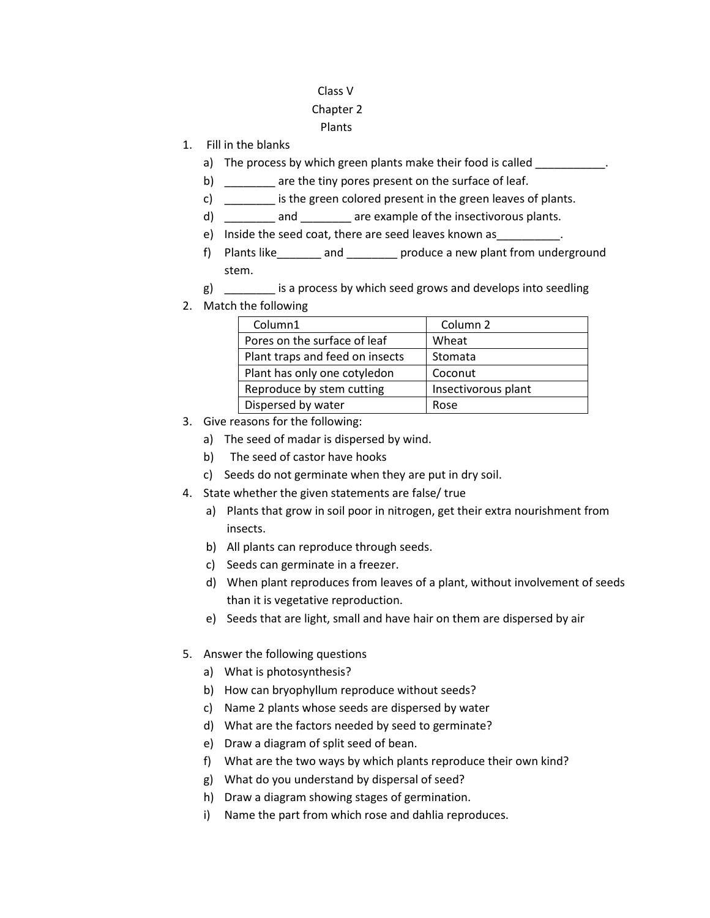Class V

Chapter 2

Plants

1. Fill in the blanks
   a) The process by which green plants make their food is called ___________.
   b) ________ are the tiny pores present on the surface of leaf.
   c) ________ is the green colored present in the green leaves of plants.
   d) ________ and ________ are example of the insectivorous plants.
   e) Inside the seed coat, there are seed leaves known as__________.
   f) Plants like_______ and ________ produce a new plant from underground stem.
   g) ________ is a process by which seed grows and develops into seedling
2. Match the following

| Column1 | Column 2 |
| --- | --- |
| Pores on the surface of leaf | Wheat |
| Plant traps and feed on insects | Stomata |
| Plant has only one cotyledon | Coconut |
| Reproduce by stem cutting | Insectivorous plant |
| Dispersed by water | Rose |

3. Give reasons for the following:
   a) The seed of madar is dispersed by wind.
   b) The seed of castor have hooks
   c) Seeds do not germinate when they are put in dry soil.
4. State whether the given statements are false/ true
   a) Plants that grow in soil poor in nitrogen, get their extra nourishment from insects.
   b) All plants can reproduce through seeds.
   c) Seeds can germinate in a freezer.
   d) When plant reproduces from leaves of a plant, without involvement of seeds than it is vegetative reproduction.
   e) Seeds that are light, small and have hair on them are dispersed by air
5. Answer the following questions
   a) What is photosynthesis?
   b) How can bryophyllum reproduce without seeds?
   c) Name 2 plants whose seeds are dispersed by water
   d) What are the factors needed by seed to germinate?
   e) Draw a diagram of split seed of bean.
   f) What are the two ways by which plants reproduce their own kind?
   g) What do you understand by dispersal of seed?
   h) Draw a diagram showing stages of germination.
   i) Name the part from which rose and dahlia reproduces.